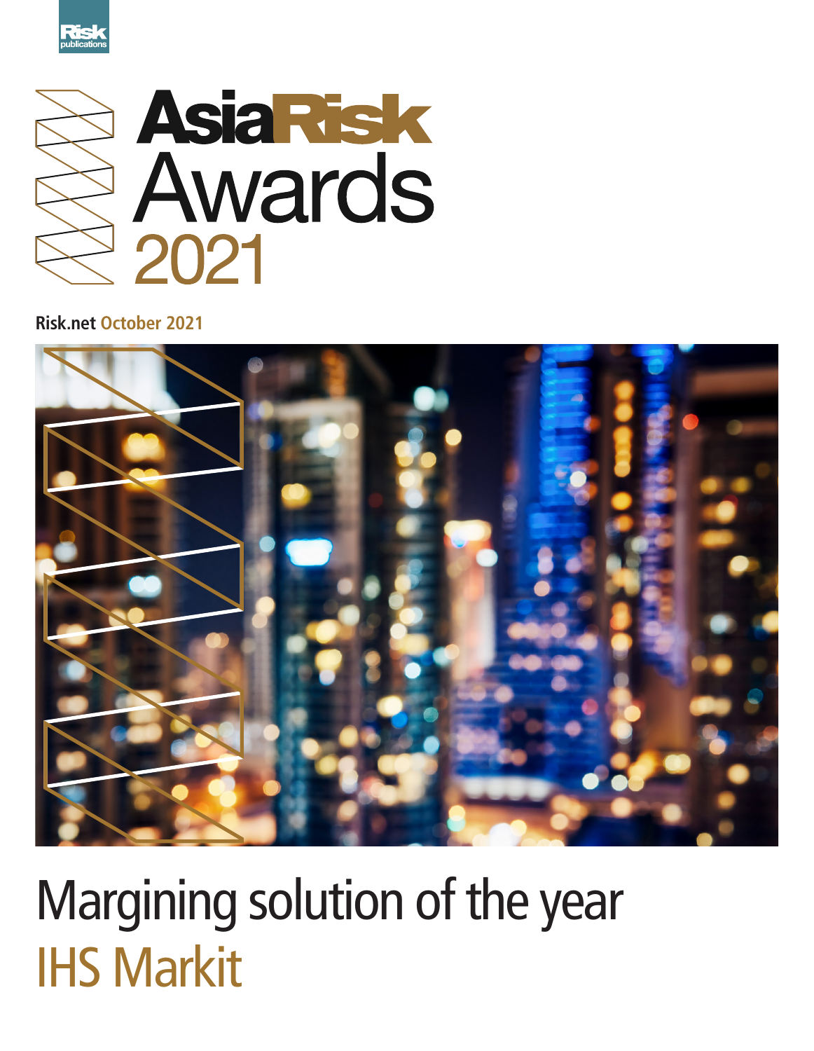Risk publications

# AsiaRisk Awards 2021

**Risk.net** October 2021

## Margining solution of the year

## IHS Markit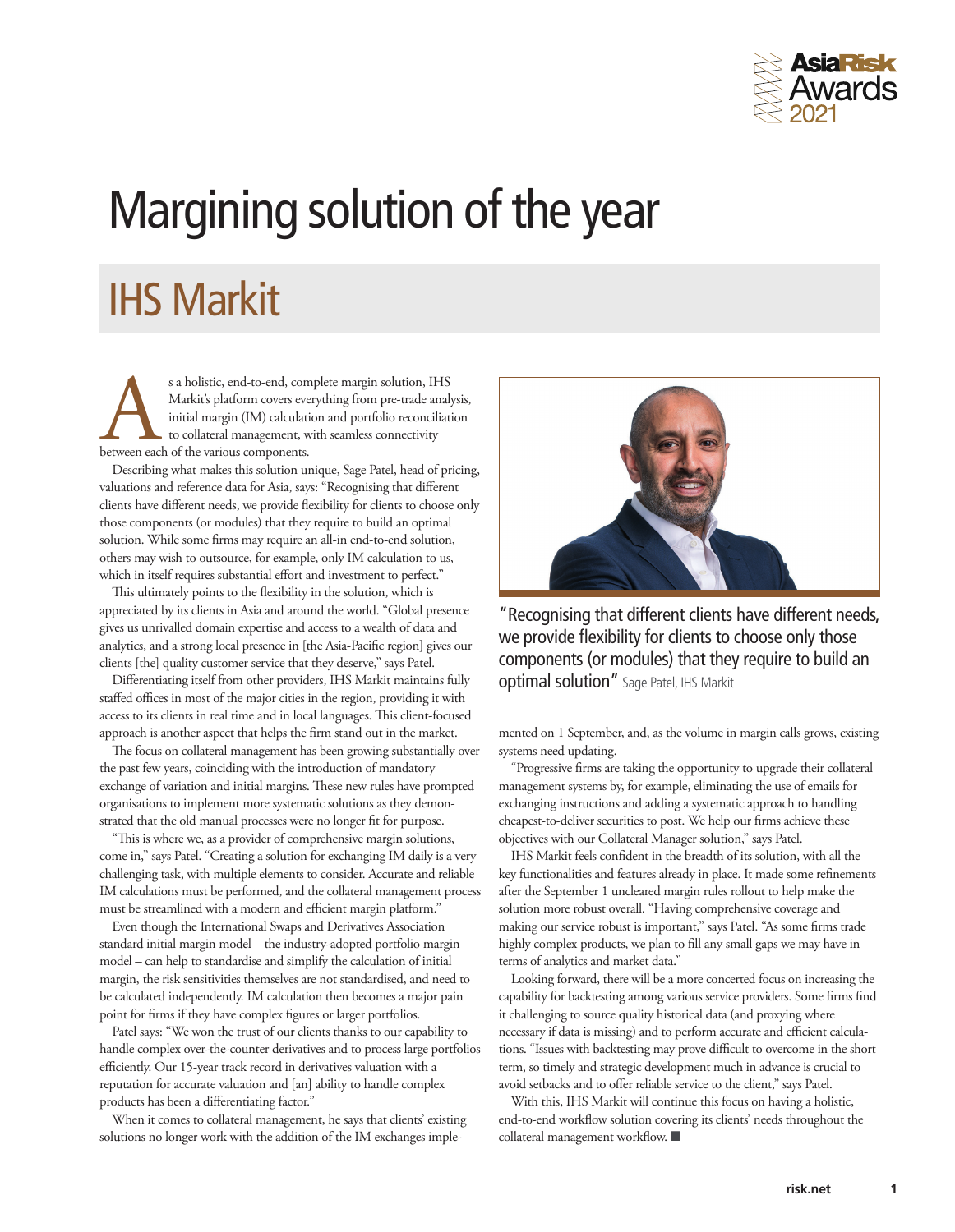# Margining solution of the year

## IHS Markit

As a holistic, end-to-end, complete margin solution, IHS Markit's platform covers everything from pre-trade analysis, initial margin (IM) calculation and portfolio reconciliation to collateral management, with seamless connectivity between each of the various components.

Describing what makes this solution unique, Sage Patel, head of pricing, valuations and reference data for Asia, says: "Recognising that different clients have different needs, we provide flexibility for clients to choose only those components (or modules) that they require to build an optimal solution. While some firms may require an all-in end-to-end solution, others may wish to outsource, for example, only IM calculation to us, which in itself requires substantial effort and investment to perfect."

This ultimately points to the flexibility in the solution, which is appreciated by its clients in Asia and around the world. "Global presence gives us unrivalled domain expertise and access to a wealth of data and analytics, and a strong local presence in [the Asia-Pacific region] gives our clients [the] quality customer service that they deserve," says Patel.

Differentiating itself from other providers, IHS Markit maintains fully staffed offices in most of the major cities in the region, providing it with access to its clients in real time and in local languages. This client-focused approach is another aspect that helps the firm stand out in the market.

The focus on collateral management has been growing substantially over the past few years, coinciding with the introduction of mandatory exchange of variation and initial margins. These new rules have prompted organisations to implement more systematic solutions as they demonstrated that the old manual processes were no longer fit for purpose.

"This is where we, as a provider of comprehensive margin solutions, come in," says Patel. "Creating a solution for exchanging IM daily is a very challenging task, with multiple elements to consider. Accurate and reliable IM calculations must be performed, and the collateral management process must be streamlined with a modern and efficient margin platform."

Even though the International Swaps and Derivatives Association standard initial margin model – the industry-adopted portfolio margin model – can help to standardise and simplify the calculation of initial margin, the risk sensitivities themselves are not standardised, and need to be calculated independently. IM calculation then becomes a major pain point for firms if they have complex figures or larger portfolios.

Patel says: "We won the trust of our clients thanks to our capability to handle complex over-the-counter derivatives and to process large portfolios efficiently. Our 15-year track record in derivatives valuation with a reputation for accurate valuation and [an] ability to handle complex products has been a differentiating factor."

When it comes to collateral management, he says that clients' existing solutions no longer work with the addition of the IM exchanges implemented on 1 September, and, as the volume in margin calls grows, existing systems need updating.

"Recognising that different clients have different needs, we provide flexibility for clients to choose only those components (or modules) that they require to build an optimal solution" Sage Patel, IHS Markit

"Progressive firms are taking the opportunity to upgrade their collateral management systems by, for example, eliminating the use of emails for exchanging instructions and adding a systematic approach to handling cheapest-to-deliver securities to post. We help our firms achieve these objectives with our Collateral Manager solution," says Patel.

IHS Markit feels confident in the breadth of its solution, with all the key functionalities and features already in place. It made some refinements after the September 1 uncleared margin rules rollout to help make the solution more robust overall. "Having comprehensive coverage and making our service robust is important," says Patel. "As some firms trade highly complex products, we plan to fill any small gaps we may have in terms of analytics and market data."

Looking forward, there will be a more concerted focus on increasing the capability for backtesting among various service providers. Some firms find it challenging to source quality historical data (and proxying where necessary if data is missing) and to perform accurate and efficient calculations. "Issues with backtesting may prove difficult to overcome in the short term, so timely and strategic development much in advance is crucial to avoid setbacks and to offer reliable service to the client," says Patel.

With this, IHS Markit will continue this focus on having a holistic, end-to-end workflow solution covering its clients' needs throughout the collateral management workflow. ■